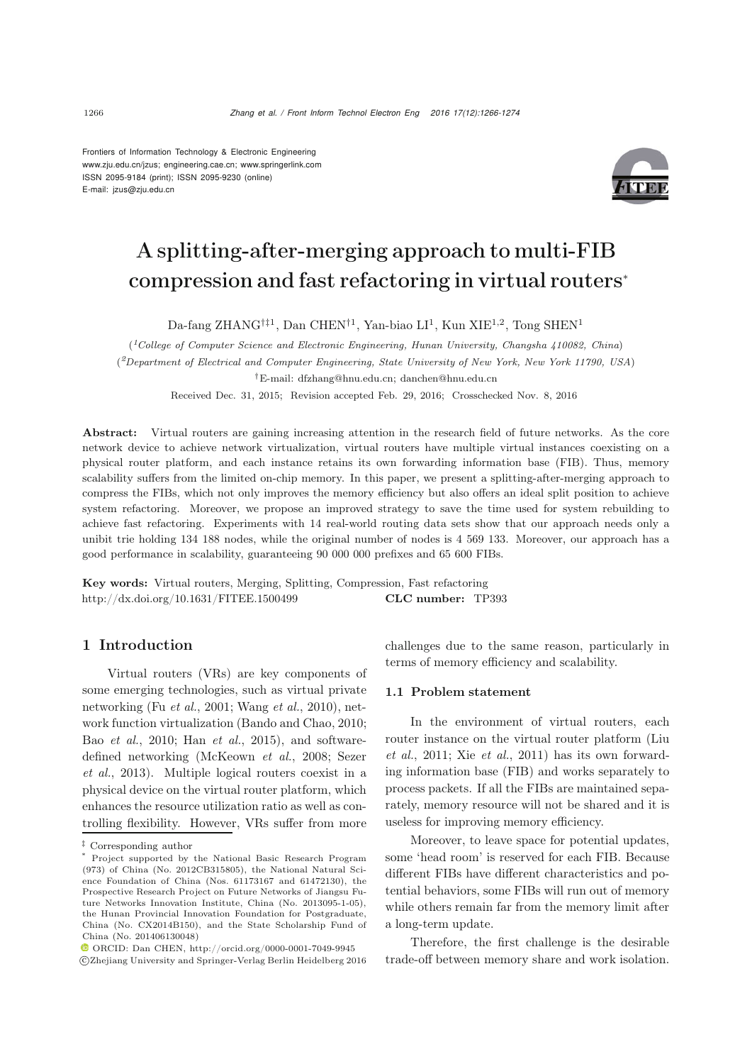Frontiers of Information Technology & Electronic Engineering
www.zju.edu.cn/jzus; engineering.cae.cn; www.springerlink.com
ISSN 2095-9184 (print); ISSN 2095-9230 (online)
E-mail: jzus@zju.edu.cn

# A splitting-after-merging approach to multi-FIB compression and fast refactoring in virtual routers*

Da-fang ZHANG[†‡1], Dan CHEN[†1], Yan-biao LI[1], Kun XIE[1,2], Tong SHEN[1]

([1]*College of Computer Science and Electronic Engineering, Hunan University, Changsha 410082, China*)

([2]*Department of Electrical and Computer Engineering, State University of New York, New York 11790, USA*)

[†]E-mail: dfzhang@hnu.edu.cn; danchen@hnu.edu.cn

Received Dec. 31, 2015; Revision accepted Feb. 29, 2016; Crosschecked Nov. 8, 2016

**Abstract:** Virtual routers are gaining increasing attention in the research field of future networks. As the core network device to achieve network virtualization, virtual routers have multiple virtual instances coexisting on a physical router platform, and each instance retains its own forwarding information base (FIB). Thus, memory scalability suffers from the limited on-chip memory. In this paper, we present a splitting-after-merging approach to compress the FIBs, which not only improves the memory efficiency but also offers an ideal split position to achieve system refactoring. Moreover, we propose an improved strategy to save the time used for system rebuilding to achieve fast refactoring. Experiments with 14 real-world routing data sets show that our approach needs only a unibit trie holding 134 188 nodes, while the original number of nodes is 4 569 133. Moreover, our approach has a good performance in scalability, guaranteeing 90 000 000 prefixes and 65 600 FIBs.

**Key words:** Virtual routers, Merging, Splitting, Compression, Fast refactoring
http://dx.doi.org/10.1631/FITEE.1500499 **CLC number:** TP393

## 1 Introduction

Virtual routers (VRs) are key components of some emerging technologies, such as virtual private networking (Fu *et al.*, 2001; Wang *et al.*, 2010), network function virtualization (Bando and Chao, 2010; Bao *et al.*, 2010; Han *et al.*, 2015), and software-defined networking (McKeown *et al.*, 2008; Sezer *et al.*, 2013). Multiple logical routers coexist in a physical device on the virtual router platform, which enhances the resource utilization ratio as well as controlling flexibility. However, VRs suffer from more challenges due to the same reason, particularly in terms of memory efficiency and scalability.

### 1.1 Problem statement

In the environment of virtual routers, each router instance on the virtual router platform (Liu *et al.*, 2011; Xie *et al.*, 2011) has its own forwarding information base (FIB) and works separately to process packets. If all the FIBs are maintained separately, memory resource will not be shared and it is useless for improving memory efficiency.

Moreover, to leave space for potential updates, some 'head room' is reserved for each FIB. Because different FIBs have different characteristics and potential behaviors, some FIBs will run out of memory while others remain far from the memory limit after a long-term update.

Therefore, the first challenge is the desirable trade-off between memory share and work isolation.

---

‡ Corresponding author

\* Project supported by the National Basic Research Program (973) of China (No. 2012CB315805), the National Natural Science Foundation of China (Nos. 61173167 and 61472130), the Prospective Research Project on Future Networks of Jiangsu Future Networks Innovation Institute, China (No. 2013095-1-05), the Hunan Provincial Innovation Foundation for Postgraduate, China (No. CX2014B150), and the State Scholarship Fund of China (No. 201406130048)

ORCID: Dan CHEN, http://orcid.org/0000-0001-7049-9945

©Zhejiang University and Springer-Verlag Berlin Heidelberg 2016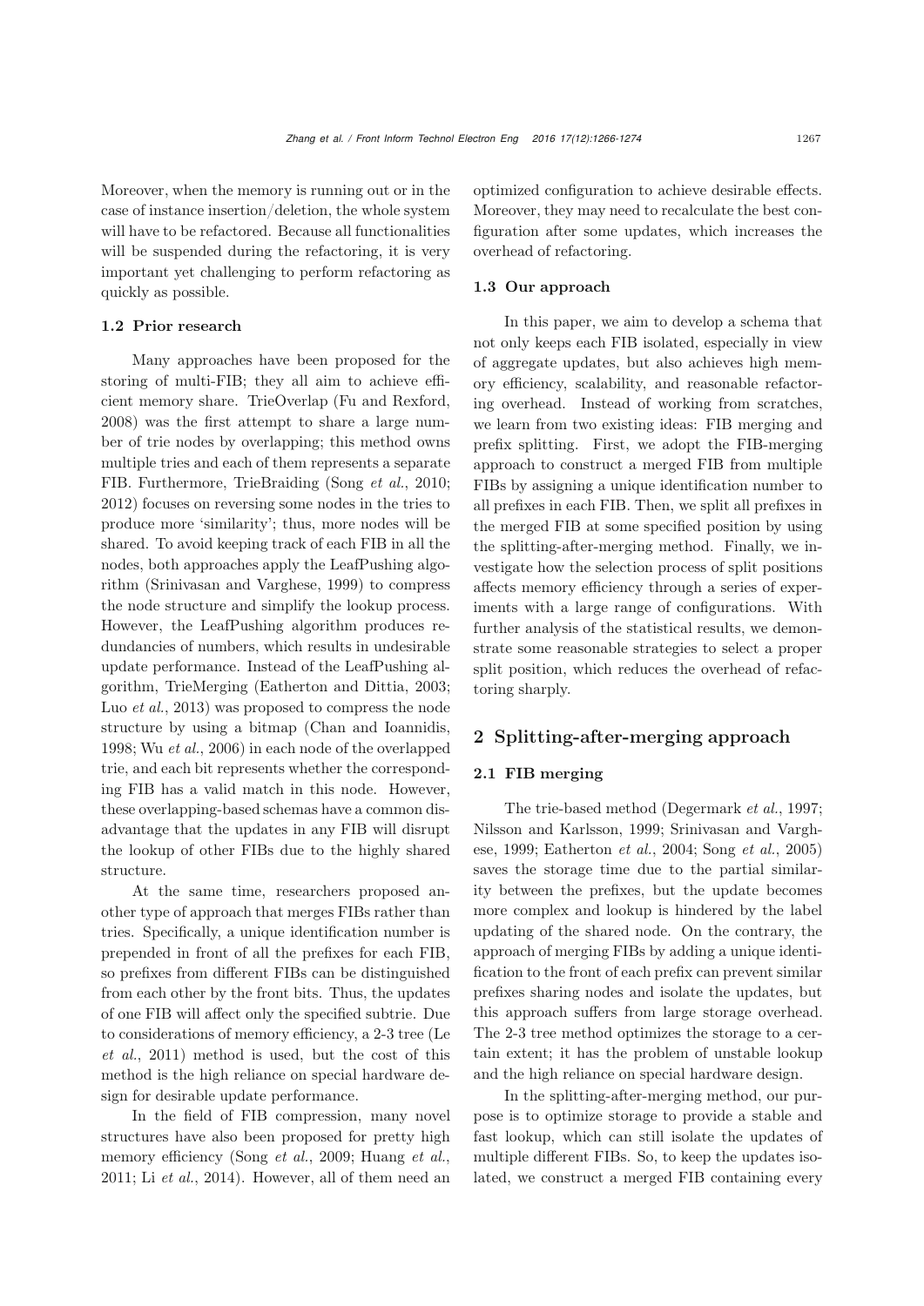Moreover, when the memory is running out or in the case of instance insertion/deletion, the whole system will have to be refactored. Because all functionalities will be suspended during the refactoring, it is very important yet challenging to perform refactoring as quickly as possible.

### 1.2 Prior research

Many approaches have been proposed for the storing of multi-FIB; they all aim to achieve efficient memory share. TrieOverlap (Fu and Rexford, 2008) was the first attempt to share a large number of trie nodes by overlapping; this method owns multiple tries and each of them represents a separate FIB. Furthermore, TrieBraiding (Song *et al.*, 2010; 2012) focuses on reversing some nodes in the tries to produce more 'similarity'; thus, more nodes will be shared. To avoid keeping track of each FIB in all the nodes, both approaches apply the LeafPushing algorithm (Srinivasan and Varghese, 1999) to compress the node structure and simplify the lookup process. However, the LeafPushing algorithm produces redundancies of numbers, which results in undesirable update performance. Instead of the LeafPushing algorithm, TrieMerging (Eatherton and Dittia, 2003; Luo *et al.*, 2013) was proposed to compress the node structure by using a bitmap (Chan and Ioannidis, 1998; Wu *et al.*, 2006) in each node of the overlapped trie, and each bit represents whether the corresponding FIB has a valid match in this node. However, these overlapping-based schemas have a common disadvantage that the updates in any FIB will disrupt the lookup of other FIBs due to the highly shared structure.

At the same time, researchers proposed another type of approach that merges FIBs rather than tries. Specifically, a unique identification number is prepended in front of all the prefixes for each FIB, so prefixes from different FIBs can be distinguished from each other by the front bits. Thus, the updates of one FIB will affect only the specified subtrie. Due to considerations of memory efficiency, a 2-3 tree (Le *et al.*, 2011) method is used, but the cost of this method is the high reliance on special hardware design for desirable update performance.

In the field of FIB compression, many novel structures have also been proposed for pretty high memory efficiency (Song *et al.*, 2009; Huang *et al.*, 2011; Li *et al.*, 2014). However, all of them need an optimized configuration to achieve desirable effects. Moreover, they may need to recalculate the best configuration after some updates, which increases the overhead of refactoring.

### 1.3 Our approach

In this paper, we aim to develop a schema that not only keeps each FIB isolated, especially in view of aggregate updates, but also achieves high memory efficiency, scalability, and reasonable refactoring overhead. Instead of working from scratches, we learn from two existing ideas: FIB merging and prefix splitting. First, we adopt the FIB-merging approach to construct a merged FIB from multiple FIBs by assigning a unique identification number to all prefixes in each FIB. Then, we split all prefixes in the merged FIB at some specified position by using the splitting-after-merging method. Finally, we investigate how the selection process of split positions affects memory efficiency through a series of experiments with a large range of configurations. With further analysis of the statistical results, we demonstrate some reasonable strategies to select a proper split position, which reduces the overhead of refactoring sharply.

## 2 Splitting-after-merging approach

### 2.1 FIB merging

The trie-based method (Degermark *et al.*, 1997; Nilsson and Karlsson, 1999; Srinivasan and Varghese, 1999; Eatherton *et al.*, 2004; Song *et al.*, 2005) saves the storage time due to the partial similarity between the prefixes, but the update becomes more complex and lookup is hindered by the label updating of the shared node. On the contrary, the approach of merging FIBs by adding a unique identification to the front of each prefix can prevent similar prefixes sharing nodes and isolate the updates, but this approach suffers from large storage overhead. The 2-3 tree method optimizes the storage to a certain extent; it has the problem of unstable lookup and the high reliance on special hardware design.

In the splitting-after-merging method, our purpose is to optimize storage to provide a stable and fast lookup, which can still isolate the updates of multiple different FIBs. So, to keep the updates isolated, we construct a merged FIB containing every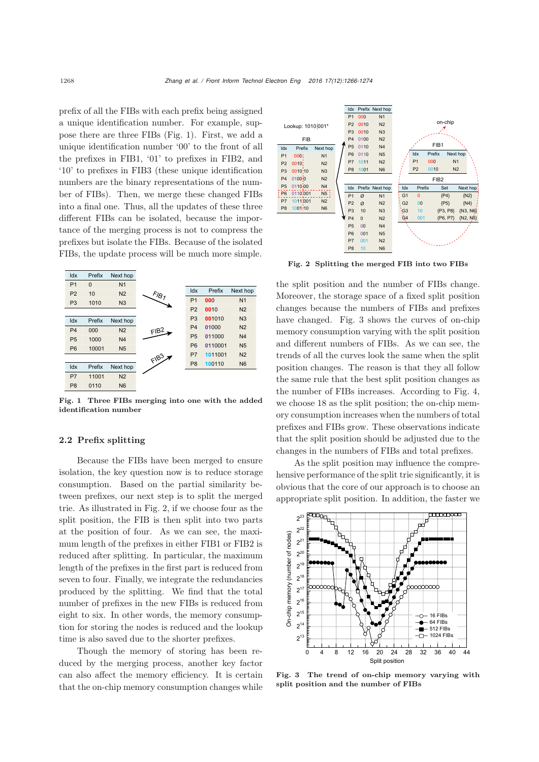prefix of all the FIBs with each prefix being assigned a unique identification number. For example, suppose there are three FIBs (Fig. 1). First, we add a unique identification number '00' to the front of all the prefixes in FIB1, '01' to prefixes in FIB2, and '10' to prefixes in FIB3 (these unique identification numbers are the binary representations of the number of FIBs). Then, we merge these changed FIBs into a final one. Thus, all the updates of these three different FIBs can be isolated, because the importance of the merging process is not to compress the prefixes but isolate the FIBs. Because of the isolated FIBs, the update process will be much more simple.

| Idx | Prefix | Next hop |
|---|---|---|
| P1 | 0 | N1 |
| P2 | 10 | N2 |
| P3 | 1010 | N3 |

| Idx | Prefix | Next hop |
|---|---|---|
| P4 | 000 | N2 |
| P5 | 1000 | N4 |
| P6 | 10001 | N5 |

| Idx | Prefix | Next hop |
|---|---|---|
| P7 | 11001 | N2 |
| P8 | 0110 | N6 |

| Idx | Prefix | Next hop |
|---|---|---|
| P1 | 000 | N1 |
| P2 | 0010 | N2 |
| P3 | 001010 | N3 |
| P4 | 01000 | N2 |
| P5 | 011000 | N4 |
| P6 | 0110001 | N5 |
| P7 | 1011001 | N2 |
| P8 | 100110 | N6 |

Fig. 1 Three FIBs merging into one with the added identification number

## 2.2 Prefix splitting

Because the FIBs have been merged to ensure isolation, the key question now is to reduce storage consumption. Based on the partial similarity between prefixes, our next step is to split the merged trie. As illustrated in Fig. 2, if we choose four as the split position, the FIB is then split into two parts at the position of four. As we can see, the maximum length of the prefixes in either FIB1 or FIB2 is reduced after splitting. In particular, the maximum length of the prefixes in the first part is reduced from seven to four. Finally, we integrate the redundancies produced by the splitting. We find that the total number of prefixes in the new FIBs is reduced from eight to six. In other words, the memory consumption for storing the nodes is reduced and the lookup time is also saved due to the shorter prefixes.

Though the memory of storing has been reduced by the merging process, another key factor can also affect the memory efficiency. It is certain that the on-chip memory consumption changes while

Lookup: 1010|001*

FIB

| Idx | Prefix | Next hop |
|---|---|---|
| P1 | 000 | N1 |
| P2 | 0010 | N2 |
| P3 | 0010 10 | N3 |
| P4 | 0100 0 | N2 |
| P5 | 0110 00 | N4 |
| P6 | 0110 001 | N5 |
| P7 | 1011 001 | N2 |
| P8 | 1001 10 | N6 |

| Idx | Prefix | Next hop |
|---|---|---|
| P1 | 000 | N1 |
| P2 | 0010 | N2 |
| P3 | 0010 | N3 |
| P4 | 0100 | N2 |
| P5 | 0110 | N4 |
| P6 | 0110 | N5 |
| P7 | 1011 | N2 |
| P8 | 1001 | N6 |

| Idx | Prefix | Next hop |
|---|---|---|
| P1 | Ø | N1 |
| P2 | Ø | N2 |
| P3 | 10 | N3 |
| P4 | 0 | N2 |
| P5 | 00 | N4 |
| P6 | 001 | N5 |
| P7 | 001 | N2 |
| P8 | 10 | N6 |

on-chip

FIB1

| Idx | Prefix | Next hop |
|---|---|---|
| P1 | 000 | N1 |
| P2 | 0010 | N2 |

FIB2

| Idx | Prefix | Set | Next hop |
|---|---|---|---|
| G1 | 0 | {P4} | {N2} |
| G2 | 00 | {P5} | {N4} |
| G3 | 10 | {P3, P8} | {N3, N6} |
| G4 | 001 | {P6, P7} | {N2, N5} |

Fig. 2 Splitting the merged FIB into two FIBs

the split position and the number of FIBs change. Moreover, the storage space of a fixed split position changes because the numbers of FIBs and prefixes have changed. Fig. 3 shows the curves of on-chip memory consumption varying with the split position and different numbers of FIBs. As we can see, the trends of all the curves look the same when the split position changes. The reason is that they all follow the same rule that the best split position changes as the number of FIBs increases. According to Fig. 4, we choose 18 as the split position; the on-chip memory consumption increases when the numbers of total prefixes and FIBs grow. These observations indicate that the split position should be adjusted due to the changes in the numbers of FIBs and total prefixes.

As the split position may influence the comprehensive performance of the split trie significantly, it is obvious that the core of our approach is to choose an appropriate split position. In addition, the faster we

Fig. 3 The trend of on-chip memory varying with split position and the number of FIBs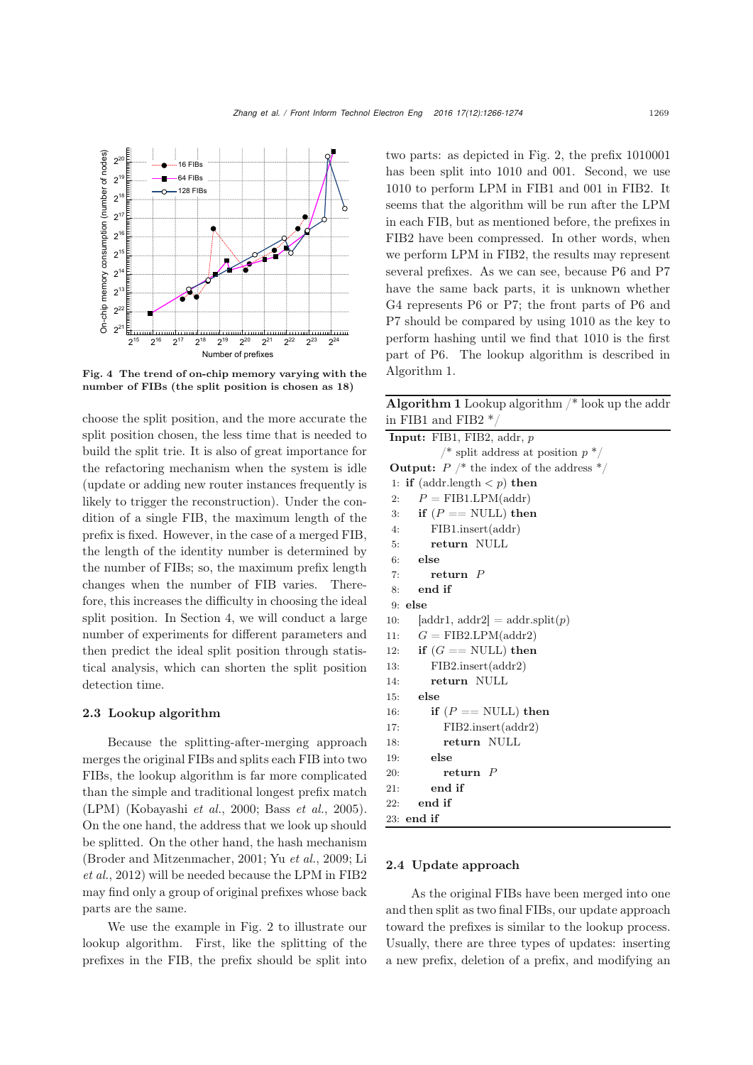Fig. 4 The trend of on-chip memory varying with the number of FIBs (the split position is chosen as 18)

choose the split position, and the more accurate the split position chosen, the less time that is needed to build the split trie. It is also of great importance for the refactoring mechanism when the system is idle (update or adding new router instances frequently is likely to trigger the reconstruction). Under the condition of a single FIB, the maximum length of the prefix is fixed. However, in the case of a merged FIB, the length of the identity number is determined by the number of FIBs; so, the maximum prefix length changes when the number of FIB varies. Therefore, this increases the difficulty in choosing the ideal split position. In Section 4, we will conduct a large number of experiments for different parameters and then predict the ideal split position through statistical analysis, which can shorten the split position detection time.

### 2.3 Lookup algorithm

Because the splitting-after-merging approach merges the original FIBs and splits each FIB into two FIBs, the lookup algorithm is far more complicated than the simple and traditional longest prefix match (LPM) (Kobayashi *et al.*, 2000; Bass *et al.*, 2005). On the one hand, the address that we look up should be splitted. On the other hand, the hash mechanism (Broder and Mitzenmacher, 2001; Yu *et al.*, 2009; Li *et al.*, 2012) will be needed because the LPM in FIB2 may find only a group of original prefixes whose back parts are the same.

We use the example in Fig. 2 to illustrate our lookup algorithm. First, like the splitting of the prefixes in the FIB, the prefix should be split into two parts: as depicted in Fig. 2, the prefix 1010001 has been split into 1010 and 001. Second, we use 1010 to perform LPM in FIB1 and 001 in FIB2. It seems that the algorithm will be run after the LPM in each FIB, but as mentioned before, the prefixes in FIB2 have been compressed. In other words, when we perform LPM in FIB2, the results may represent several prefixes. As we can see, because P6 and P7 have the same back parts, it is unknown whether G4 represents P6 or P7; the front parts of P6 and P7 should be compared by using 1010 as the key to perform hashing until we find that 1010 is the first part of P6. The lookup algorithm is described in Algorithm 1.

**Algorithm 1** Lookup algorithm /* look up the addr in FIB1 and FIB2 */

```
Input: FIB1, FIB2, addr, p
        /* split address at position p */
Output: P /* the index of the address */
1: if (addr.length < p) then
2:     P = FIB1.LPM(addr)
3:     if (P == NULL) then
4:         FIB1.insert(addr)
5:         return NULL
6:     else
7:         return P
8:     end if
9: else
10:    [addr1, addr2] = addr.split(p)
11:    G = FIB2.LPM(addr2)
12:    if (G == NULL) then
13:        FIB2.insert(addr2)
14:        return NULL
15:    else
16:        if (P == NULL) then
17:            FIB2.insert(addr2)
18:            return NULL
19:        else
20:            return P
21:        end if
22:    end if
23: end if
```

### 2.4 Update approach

As the original FIBs have been merged into one and then split as two final FIBs, our update approach toward the prefixes is similar to the lookup process. Usually, there are three types of updates: inserting a new prefix, deletion of a prefix, and modifying an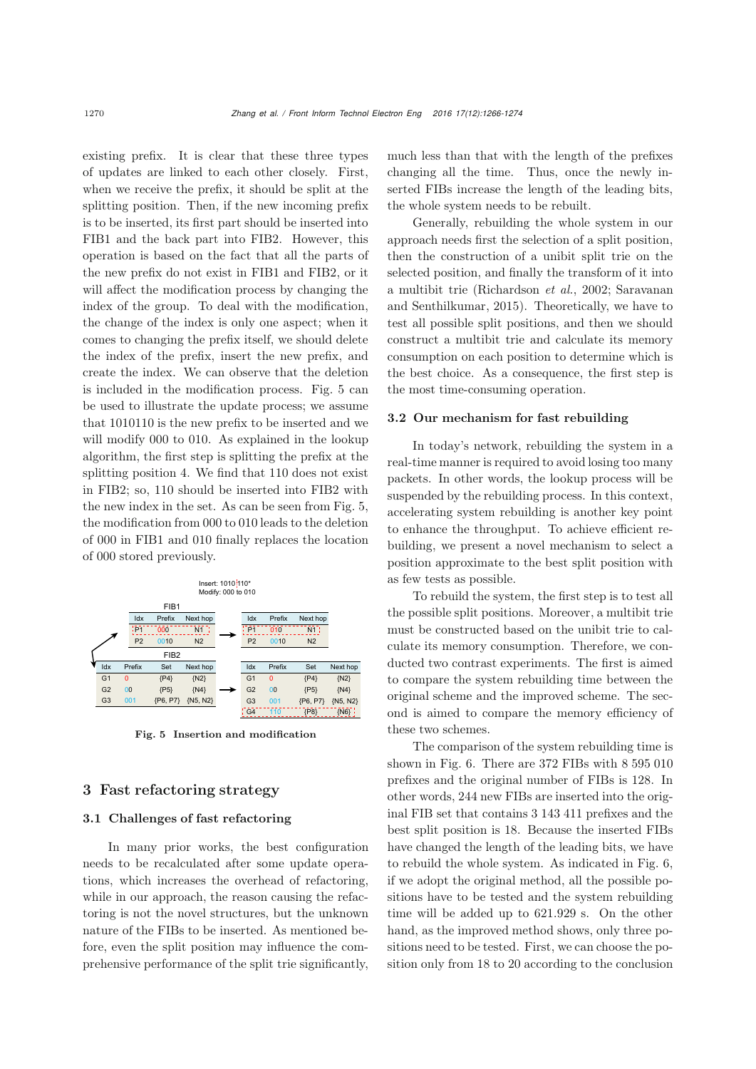existing prefix. It is clear that these three types of updates are linked to each other closely. First, when we receive the prefix, it should be split at the splitting position. Then, if the new incoming prefix is to be inserted, its first part should be inserted into FIB1 and the back part into FIB2. However, this operation is based on the fact that all the parts of the new prefix do not exist in FIB1 and FIB2, or it will affect the modification process by changing the index of the group. To deal with the modification, the change of the index is only one aspect; when it comes to changing the prefix itself, we should delete the index of the prefix, insert the new prefix, and create the index. We can observe that the deletion is included in the modification process. Fig. 5 can be used to illustrate the update process; we assume that 1010110 is the new prefix to be inserted and we will modify 000 to 010. As explained in the lookup algorithm, the first step is splitting the prefix at the splitting position 4. We find that 110 does not exist in FIB2; so, 110 should be inserted into FIB2 with the new index in the set. As can be seen from Fig. 5, the modification from 000 to 010 leads to the deletion of 000 in FIB1 and 010 finally replaces the location of 000 stored previously.

Insert: 1010 110*
Modify: 000 to 010

FIB1 (before)

| Idx | Prefix | Next hop |
|---|---|---|
| P1 | 000 | N1 |
| P2 | 0010 | N2 |

FIB1 (after)

| Idx | Prefix | Next hop |
|---|---|---|
| P1 | 010 | N1 |
| P2 | 0010 | N2 |

FIB2 (before)

| Idx | Prefix | Set | Next hop |
|---|---|---|---|
| G1 | 0 | {P4} | {N2} |
| G2 | 00 | {P5} | {N4} |
| G3 | 001 | {P6, P7} | {N5, N2} |

FIB2 (after)

| Idx | Prefix | Set | Next hop |
|---|---|---|---|
| G1 | 0 | {P4} | {N2} |
| G2 | 00 | {P5} | {N4} |
| G3 | 001 | {P6, P7} | {N5, N2} |
| G4 | 110 | {P8} | {N6} |

**Fig. 5 Insertion and modification**

## 3 Fast refactoring strategy

### 3.1 Challenges of fast refactoring

In many prior works, the best configuration needs to be recalculated after some update operations, which increases the overhead of refactoring, while in our approach, the reason causing the refactoring is not the novel structures, but the unknown nature of the FIBs to be inserted. As mentioned before, even the split position may influence the comprehensive performance of the split trie significantly, much less than that with the length of the prefixes changing all the time. Thus, once the newly inserted FIBs increase the length of the leading bits, the whole system needs to be rebuilt.

Generally, rebuilding the whole system in our approach needs first the selection of a split position, then the construction of a unibit split trie on the selected position, and finally the transform of it into a multibit trie (Richardson *et al.*, 2002; Saravanan and Senthilkumar, 2015). Theoretically, we have to test all possible split positions, and then we should construct a multibit trie and calculate its memory consumption on each position to determine which is the best choice. As a consequence, the first step is the most time-consuming operation.

### 3.2 Our mechanism for fast rebuilding

In today's network, rebuilding the system in a real-time manner is required to avoid losing too many packets. In other words, the lookup process will be suspended by the rebuilding process. In this context, accelerating system rebuilding is another key point to enhance the throughput. To achieve efficient rebuilding, we present a novel mechanism to select a position approximate to the best split position with as few tests as possible.

To rebuild the system, the first step is to test all the possible split positions. Moreover, a multibit trie must be constructed based on the unibit trie to calculate its memory consumption. Therefore, we conducted two contrast experiments. The first is aimed to compare the system rebuilding time between the original scheme and the improved scheme. The second is aimed to compare the memory efficiency of these two schemes.

The comparison of the system rebuilding time is shown in Fig. 6. There are 372 FIBs with 8 595 010 prefixes and the original number of FIBs is 128. In other words, 244 new FIBs are inserted into the original FIB set that contains 3 143 411 prefixes and the best split position is 18. Because the inserted FIBs have changed the length of the leading bits, we have to rebuild the whole system. As indicated in Fig. 6, if we adopt the original method, all the possible positions have to be tested and the system rebuilding time will be added up to 621.929 s. On the other hand, as the improved method shows, only three positions need to be tested. First, we can choose the position only from 18 to 20 according to the conclusion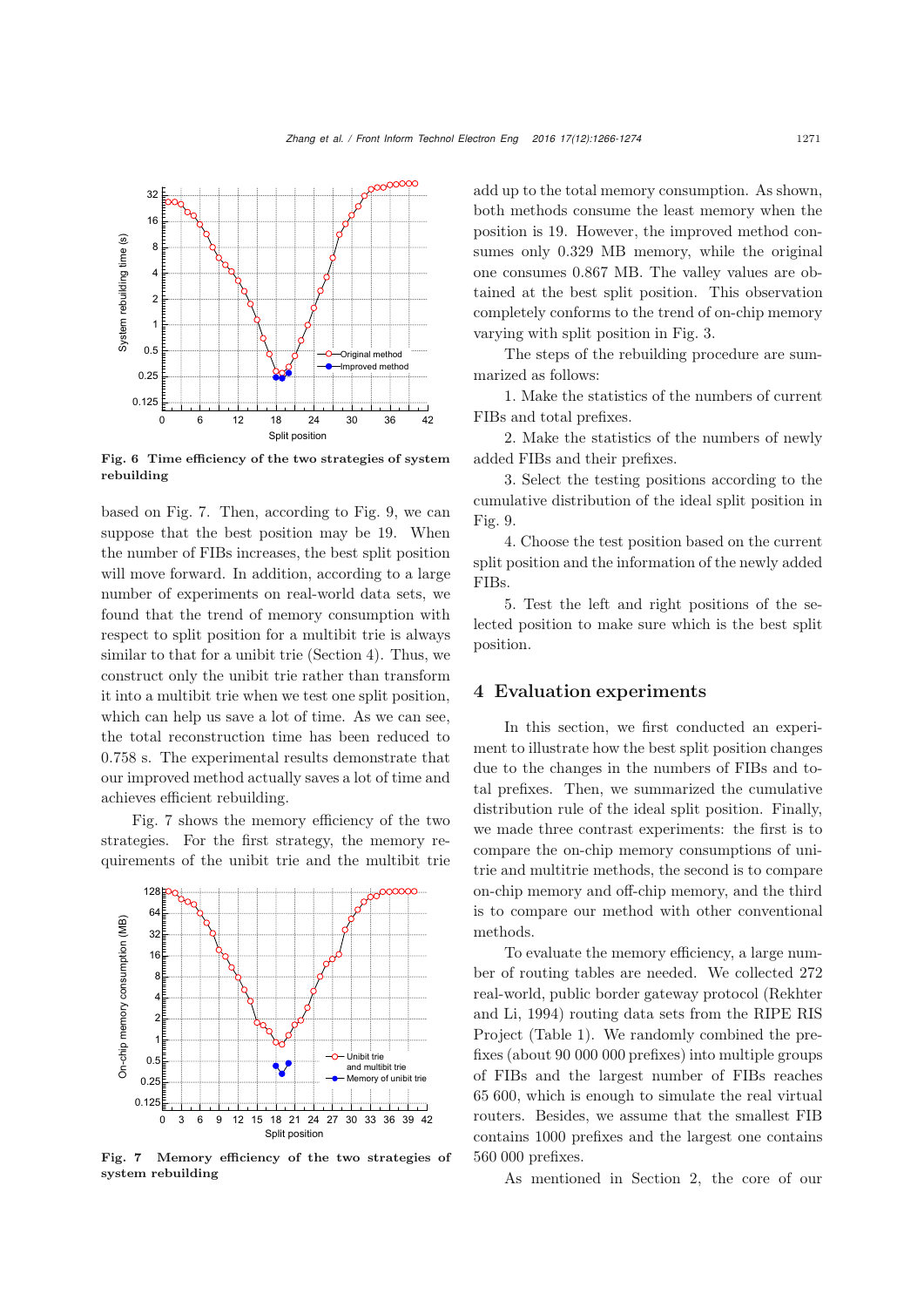Fig. 6 Time efficiency of the two strategies of system rebuilding

based on Fig. 7. Then, according to Fig. 9, we can suppose that the best position may be 19. When the number of FIBs increases, the best split position will move forward. In addition, according to a large number of experiments on real-world data sets, we found that the trend of memory consumption with respect to split position for a multibit trie is always similar to that for a unibit trie (Section 4). Thus, we construct only the unibit trie rather than transform it into a multibit trie when we test one split position, which can help us save a lot of time. As we can see, the total reconstruction time has been reduced to 0.758 s. The experimental results demonstrate that our improved method actually saves a lot of time and achieves efficient rebuilding.

Fig. 7 shows the memory efficiency of the two strategies. For the first strategy, the memory requirements of the unibit trie and the multibit trie add up to the total memory consumption. As shown, both methods consume the least memory when the position is 19. However, the improved method consumes only 0.329 MB memory, while the original one consumes 0.867 MB. The valley values are obtained at the best split position. This observation completely conforms to the trend of on-chip memory varying with split position in Fig. 3.

Fig. 7 Memory efficiency of the two strategies of system rebuilding

The steps of the rebuilding procedure are summarized as follows:

1. Make the statistics of the numbers of current FIBs and total prefixes.

2. Make the statistics of the numbers of newly added FIBs and their prefixes.

3. Select the testing positions according to the cumulative distribution of the ideal split position in Fig. 9.

4. Choose the test position based on the current split position and the information of the newly added FIBs.

5. Test the left and right positions of the selected position to make sure which is the best split position.

## 4 Evaluation experiments

In this section, we first conducted an experiment to illustrate how the best split position changes due to the changes in the numbers of FIBs and total prefixes. Then, we summarized the cumulative distribution rule of the ideal split position. Finally, we made three contrast experiments: the first is to compare the on-chip memory consumptions of unitrie and multitrie methods, the second is to compare on-chip memory and off-chip memory, and the third is to compare our method with other conventional methods.

To evaluate the memory efficiency, a large number of routing tables are needed. We collected 272 real-world, public border gateway protocol (Rekhter and Li, 1994) routing data sets from the RIPE RIS Project (Table 1). We randomly combined the prefixes (about 90 000 000 prefixes) into multiple groups of FIBs and the largest number of FIBs reaches 65 600, which is enough to simulate the real virtual routers. Besides, we assume that the smallest FIB contains 1000 prefixes and the largest one contains 560 000 prefixes.

As mentioned in Section 2, the core of our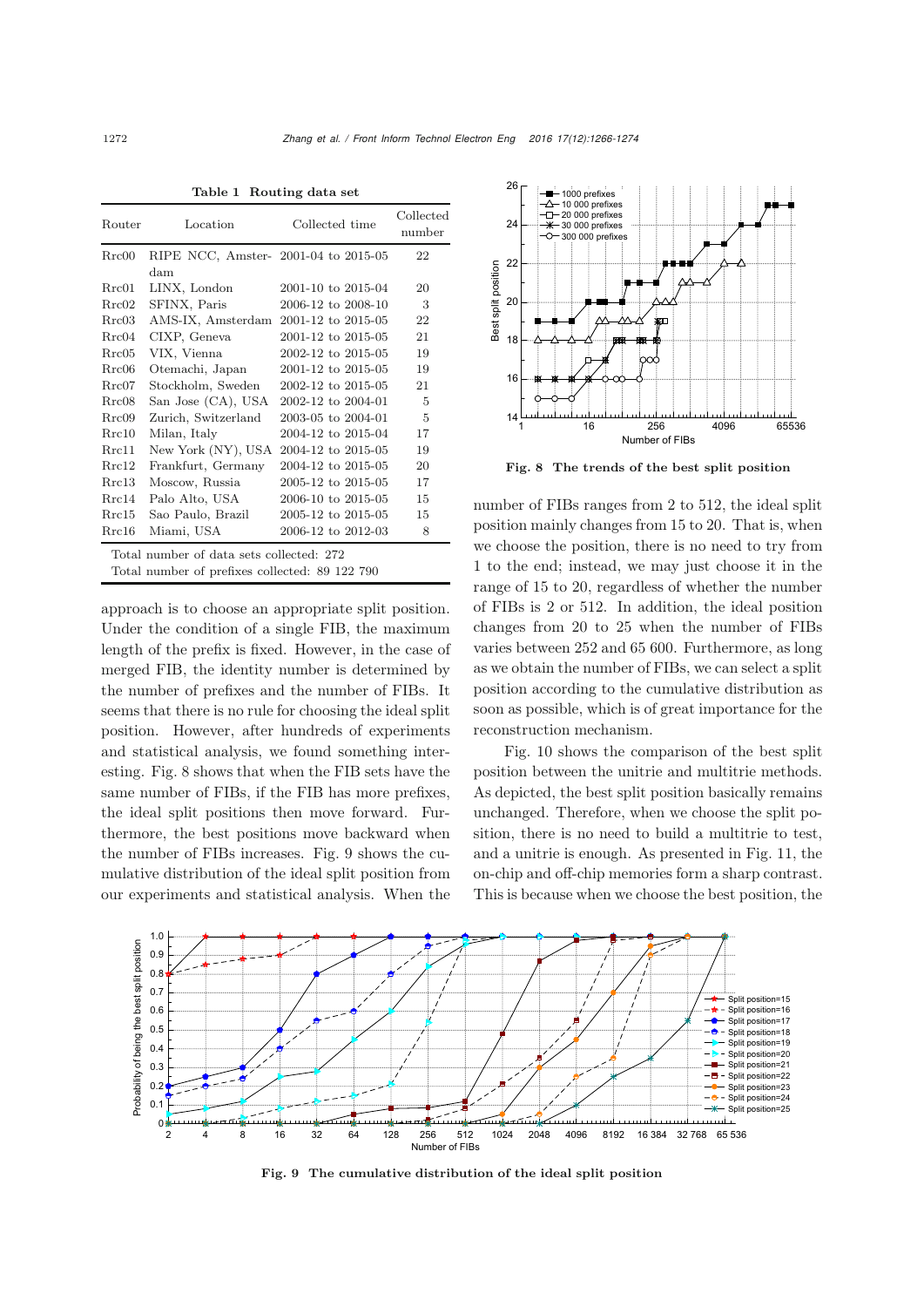Table 1 Routing data set

| Router | Location | Collected time | Collected number |
|---|---|---|---|
| Rrc00 | RIPE NCC, Amsterdam | 2001-04 to 2015-05 | 22 |
| Rrc01 | LINX, London | 2001-10 to 2015-04 | 20 |
| Rrc02 | SFINX, Paris | 2006-12 to 2008-10 | 3 |
| Rrc03 | AMS-IX, Amsterdam | 2001-12 to 2015-05 | 22 |
| Rrc04 | CIXP, Geneva | 2001-12 to 2015-05 | 21 |
| Rrc05 | VIX, Vienna | 2002-12 to 2015-05 | 19 |
| Rrc06 | Otemachi, Japan | 2001-12 to 2015-05 | 19 |
| Rrc07 | Stockholm, Sweden | 2002-12 to 2015-05 | 21 |
| Rrc08 | San Jose (CA), USA | 2002-12 to 2004-01 | 5 |
| Rrc09 | Zurich, Switzerland | 2003-05 to 2004-01 | 5 |
| Rrc10 | Milan, Italy | 2004-12 to 2015-04 | 17 |
| Rrc11 | New York (NY), USA | 2004-12 to 2015-05 | 19 |
| Rrc12 | Frankfurt, Germany | 2004-12 to 2015-05 | 20 |
| Rrc13 | Moscow, Russia | 2005-12 to 2015-05 | 17 |
| Rrc14 | Palo Alto, USA | 2006-10 to 2015-05 | 15 |
| Rrc15 | Sao Paulo, Brazil | 2005-12 to 2015-05 | 15 |
| Rrc16 | Miami, USA | 2006-12 to 2012-03 | 8 |

Total number of data sets collected: 272
Total number of prefixes collected: 89 122 790

approach is to choose an appropriate split position. Under the condition of a single FIB, the maximum length of the prefix is fixed. However, in the case of merged FIB, the identity number is determined by the number of prefixes and the number of FIBs. It seems that there is no rule for choosing the ideal split position. However, after hundreds of experiments and statistical analysis, we found something interesting. Fig. 8 shows that when the FIB sets have the same number of FIBs, if the FIB has more prefixes, the ideal split positions then move forward. Furthermore, the best positions move backward when the number of FIBs increases. Fig. 9 shows the cumulative distribution of the ideal split position from our experiments and statistical analysis. When the number of FIBs ranges from 2 to 512, the ideal split position mainly changes from 15 to 20. That is, when we choose the position, there is no need to try from 1 to the end; instead, we may just choose it in the range of 15 to 20, regardless of whether the number of FIBs is 2 or 512. In addition, the ideal position changes from 20 to 25 when the number of FIBs varies between 252 and 65 600. Furthermore, as long as we obtain the number of FIBs, we can select a split position according to the cumulative distribution as soon as possible, which is of great importance for the reconstruction mechanism.

**Fig. 8 The trends of the best split position**

Fig. 10 shows the comparison of the best split position between the unitrie and multitrie methods. As depicted, the best split position basically remains unchanged. Therefore, when we choose the split position, there is no need to build a multitrie to test, and a unitrie is enough. As presented in Fig. 11, the on-chip and off-chip memories form a sharp contrast. This is because when we choose the best position, the

**Fig. 9 The cumulative distribution of the ideal split position**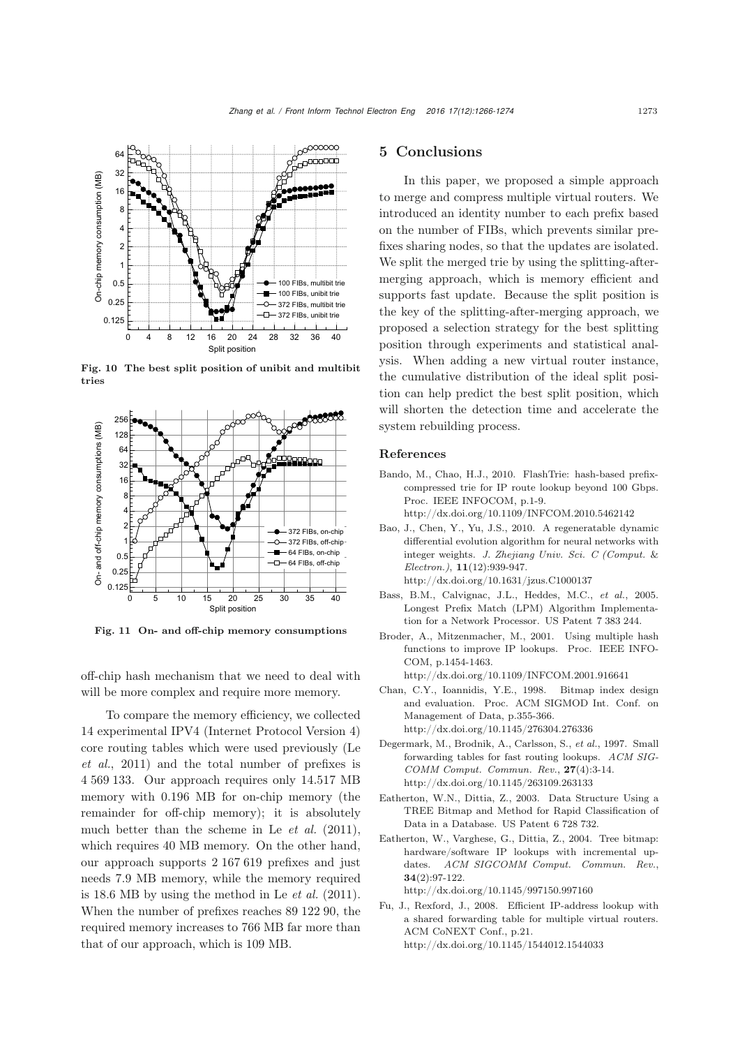Fig. 10 The best split position of unibit and multibit tries

Fig. 11 On- and off-chip memory consumptions

off-chip hash mechanism that we need to deal with will be more complex and require more memory.

To compare the memory efficiency, we collected 14 experimental IPV4 (Internet Protocol Version 4) core routing tables which were used previously (Le *et al.*, 2011) and the total number of prefixes is 4 569 133. Our approach requires only 14.517 MB memory with 0.196 MB for on-chip memory (the remainder for off-chip memory); it is absolutely much better than the scheme in Le *et al.* (2011), which requires 40 MB memory. On the other hand, our approach supports 2 167 619 prefixes and just needs 7.9 MB memory, while the memory required is 18.6 MB by using the method in Le *et al.* (2011). When the number of prefixes reaches 89 122 90, the required memory increases to 766 MB far more than that of our approach, which is 109 MB.

## 5 Conclusions

In this paper, we proposed a simple approach to merge and compress multiple virtual routers. We introduced an identity number to each prefix based on the number of FIBs, which prevents similar prefixes sharing nodes, so that the updates are isolated. We split the merged trie by using the splitting-after-merging approach, which is memory efficient and supports fast update. Because the split position is the key of the splitting-after-merging approach, we proposed a selection strategy for the best splitting position through experiments and statistical analysis. When adding a new virtual router instance, the cumulative distribution of the ideal split position can help predict the best split position, which will shorten the detection time and accelerate the system rebuilding process.

## References

Bando, M., Chao, H.J., 2010. FlashTrie: hash-based prefix-compressed trie for IP route lookup beyond 100 Gbps. Proc. IEEE INFOCOM, p.1-9. http://dx.doi.org/10.1109/INFCOM.2010.5462142

Bao, J., Chen, Y., Yu, J.S., 2010. A regeneratable dynamic differential evolution algorithm for neural networks with integer weights. *J. Zhejiang Univ. Sci. C (Comput. & Electron.)*, **11**(12):939-947. http://dx.doi.org/10.1631/jzus.C1000137

Bass, B.M., Calvignac, J.L., Heddes, M.C., *et al.*, 2005. Longest Prefix Match (LPM) Algorithm Implementation for a Network Processor. US Patent 7 383 244.

Broder, A., Mitzenmacher, M., 2001. Using multiple hash functions to improve IP lookups. Proc. IEEE INFOCOM, p.1454-1463. http://dx.doi.org/10.1109/INFCOM.2001.916641

Chan, C.Y., Ioannidis, Y.E., 1998. Bitmap index design and evaluation. Proc. ACM SIGMOD Int. Conf. on Management of Data, p.355-366. http://dx.doi.org/10.1145/276304.276336

Degermark, M., Brodnik, A., Carlsson, S., *et al.*, 1997. Small forwarding tables for fast routing lookups. *ACM SIGCOMM Comput. Commun. Rev.*, **27**(4):3-14. http://dx.doi.org/10.1145/263109.263133

Eatherton, W.N., Dittia, Z., 2003. Data Structure Using a TREE Bitmap and Method for Rapid Classification of Data in a Database. US Patent 6 728 732.

Eatherton, W., Varghese, G., Dittia, Z., 2004. Tree bitmap: hardware/software IP lookups with incremental updates. *ACM SIGCOMM Comput. Commun. Rev.*, **34**(2):97-122. http://dx.doi.org/10.1145/997150.997160

Fu, J., Rexford, J., 2008. Efficient IP-address lookup with a shared forwarding table for multiple virtual routers. ACM CoNEXT Conf., p.21. http://dx.doi.org/10.1145/1544012.1544033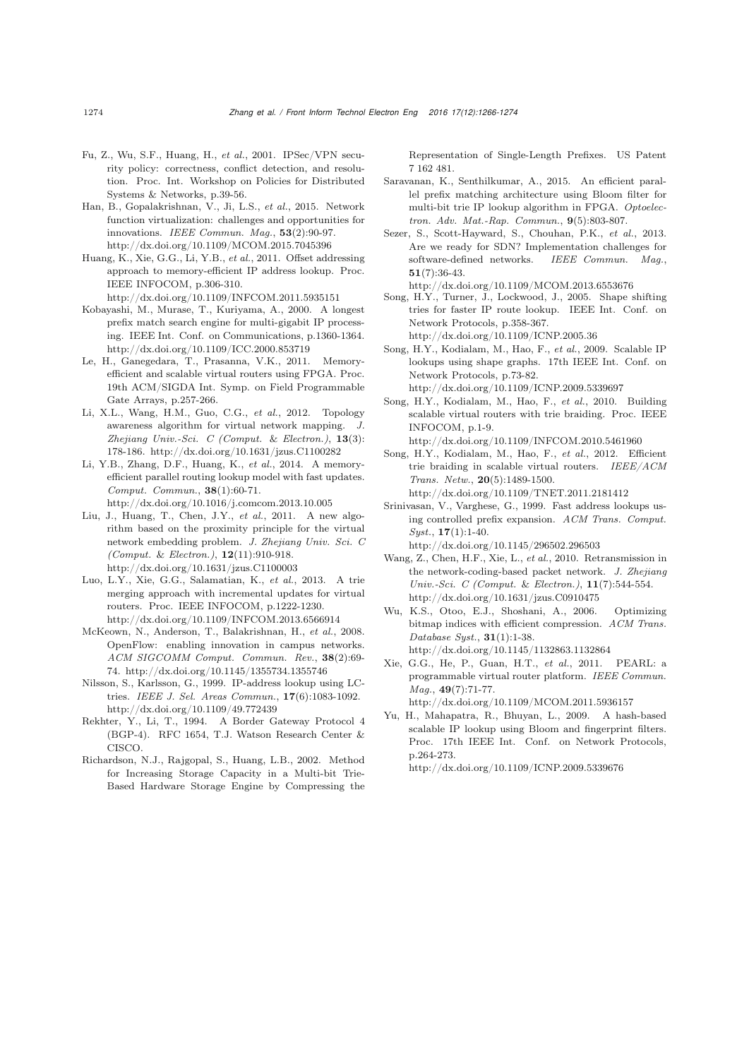Fu, Z., Wu, S.F., Huang, H., *et al.*, 2001. IPSec/VPN security policy: correctness, conflict detection, and resolution. Proc. Int. Workshop on Policies for Distributed Systems & Networks, p.39-56.

Han, B., Gopalakrishnan, V., Ji, L.S., *et al.*, 2015. Network function virtualization: challenges and opportunities for innovations. *IEEE Commun. Mag.*, **53**(2):90-97. http://dx.doi.org/10.1109/MCOM.2015.7045396

Huang, K., Xie, G.G., Li, Y.B., *et al.*, 2011. Offset addressing approach to memory-efficient IP address lookup. Proc. IEEE INFOCOM, p.306-310. http://dx.doi.org/10.1109/INFCOM.2011.5935151

Kobayashi, M., Murase, T., Kuriyama, A., 2000. A longest prefix match search engine for multi-gigabit IP processing. IEEE Int. Conf. on Communications, p.1360-1364. http://dx.doi.org/10.1109/ICC.2000.853719

Le, H., Ganegedara, T., Prasanna, V.K., 2011. Memory-efficient and scalable virtual routers using FPGA. Proc. 19th ACM/SIGDA Int. Symp. on Field Programmable Gate Arrays, p.257-266.

Li, X.L., Wang, H.M., Guo, C.G., *et al.*, 2012. Topology awareness algorithm for virtual network mapping. *J. Zhejiang Univ.-Sci. C (Comput. & Electron.)*, **13**(3): 178-186. http://dx.doi.org/10.1631/jzus.C1100282

Li, Y.B., Zhang, D.F., Huang, K., *et al.*, 2014. A memory-efficient parallel routing lookup model with fast updates. *Comput. Commun.*, **38**(1):60-71. http://dx.doi.org/10.1016/j.comcom.2013.10.005

Liu, J., Huang, T., Chen, J.Y., *et al.*, 2011. A new algorithm based on the proximity principle for the virtual network embedding problem. *J. Zhejiang Univ. Sci. C (Comput. & Electron.)*, **12**(11):910-918. http://dx.doi.org/10.1631/jzus.C1100003

Luo, L.Y., Xie, G.G., Salamatian, K., *et al.*, 2013. A trie merging approach with incremental updates for virtual routers. Proc. IEEE INFOCOM, p.1222-1230. http://dx.doi.org/10.1109/INFCOM.2013.6566914

McKeown, N., Anderson, T., Balakrishnan, H., *et al.*, 2008. OpenFlow: enabling innovation in campus networks. *ACM SIGCOMM Comput. Commun. Rev.*, **38**(2):69-74. http://dx.doi.org/10.1145/1355734.1355746

Nilsson, S., Karlsson, G., 1999. IP-address lookup using LC-tries. *IEEE J. Sel. Areas Commun.*, **17**(6):1083-1092. http://dx.doi.org/10.1109/49.772439

Rekhter, Y., Li, T., 1994. A Border Gateway Protocol 4 (BGP-4). RFC 1654, T.J. Watson Research Center & CISCO.

Richardson, N.J., Rajgopal, S., Huang, L.B., 2002. Method for Increasing Storage Capacity in a Multi-bit Trie-Based Hardware Storage Engine by Compressing the Representation of Single-Length Prefixes. US Patent 7 162 481.

Saravanan, K., Senthilkumar, A., 2015. An efficient parallel prefix matching architecture using Bloom filter for multi-bit trie IP lookup algorithm in FPGA. *Optoelectron. Adv. Mat.-Rap. Commun.*, **9**(5):803-807.

Sezer, S., Scott-Hayward, S., Chouhan, P.K., *et al.*, 2013. Are we ready for SDN? Implementation challenges for software-defined networks. *IEEE Commun. Mag.*, **51**(7):36-43. http://dx.doi.org/10.1109/MCOM.2013.6553676

Song, H.Y., Turner, J., Lockwood, J., 2005. Shape shifting tries for faster IP route lookup. IEEE Int. Conf. on Network Protocols, p.358-367. http://dx.doi.org/10.1109/ICNP.2005.36

Song, H.Y., Kodialam, M., Hao, F., *et al.*, 2009. Scalable IP lookups using shape graphs. 17th IEEE Int. Conf. on Network Protocols, p.73-82. http://dx.doi.org/10.1109/ICNP.2009.5339697

Song, H.Y., Kodialam, M., Hao, F., *et al.*, 2010. Building scalable virtual routers with trie braiding. Proc. IEEE INFOCOM, p.1-9. http://dx.doi.org/10.1109/INFCOM.2010.5461960

Song, H.Y., Kodialam, M., Hao, F., *et al.*, 2012. Efficient trie braiding in scalable virtual routers. *IEEE/ACM Trans. Netw.*, **20**(5):1489-1500. http://dx.doi.org/10.1109/TNET.2011.2181412

Srinivasan, V., Varghese, G., 1999. Fast address lookups using controlled prefix expansion. *ACM Trans. Comput. Syst.*, **17**(1):1-40. http://dx.doi.org/10.1145/296502.296503

Wang, Z., Chen, H.F., Xie, L., *et al.*, 2010. Retransmission in the network-coding-based packet network. *J. Zhejiang Univ.-Sci. C (Comput. & Electron.)*, **11**(7):544-554. http://dx.doi.org/10.1631/jzus.C0910475

Wu, K.S., Otoo, E.J., Shoshani, A., 2006. Optimizing bitmap indices with efficient compression. *ACM Trans. Database Syst.*, **31**(1):1-38. http://dx.doi.org/10.1145/1132863.1132864

Xie, G.G., He, P., Guan, H.T., *et al.*, 2011. PEARL: a programmable virtual router platform. *IEEE Commun. Mag.*, **49**(7):71-77. http://dx.doi.org/10.1109/MCOM.2011.5936157

Yu, H., Mahapatra, R., Bhuyan, L., 2009. A hash-based scalable IP lookup using Bloom and fingerprint filters. Proc. 17th IEEE Int. Conf. on Network Protocols, p.264-273. http://dx.doi.org/10.1109/ICNP.2009.5339676